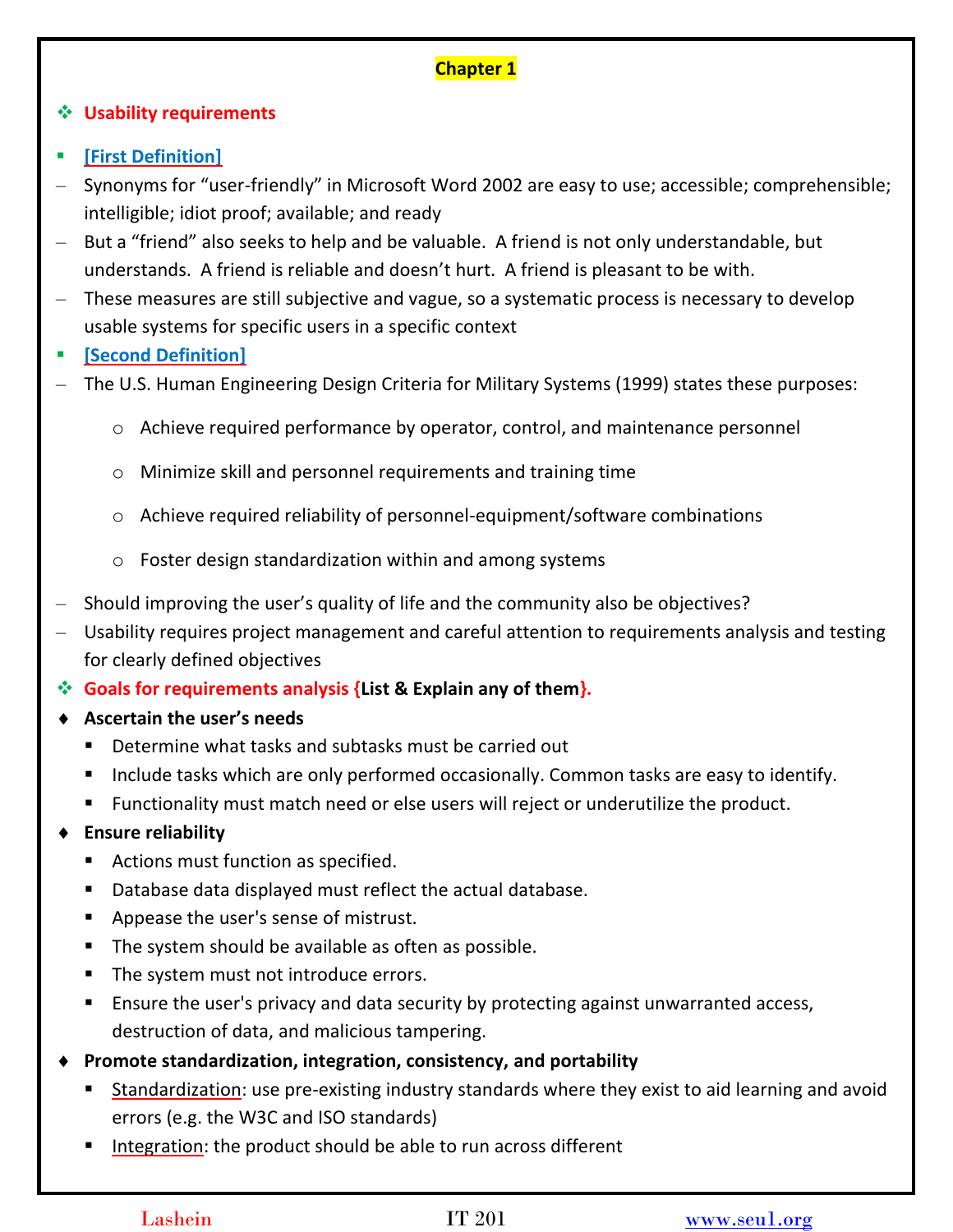# Chapter 1

## Usability requirements

- **[First Definition]**
  - Synonyms for "user-friendly" in Microsoft Word 2002 are easy to use; accessible; comprehensible; intelligible; idiot proof; available; and ready
  - But a "friend" also seeks to help and be valuable. A friend is not only understandable, but understands. A friend is reliable and doesn't hurt. A friend is pleasant to be with.
  - These measures are still subjective and vague, so a systematic process is necessary to develop usable systems for specific users in a specific context
- **[Second Definition]**
  - The U.S. Human Engineering Design Criteria for Military Systems (1999) states these purposes:
    - Achieve required performance by operator, control, and maintenance personnel
    - Minimize skill and personnel requirements and training time
    - Achieve required reliability of personnel-equipment/software combinations
    - Foster design standardization within and among systems
  - Should improving the user's quality of life and the community also be objectives?
  - Usability requires project management and careful attention to requirements analysis and testing for clearly defined objectives

## Goals for requirements analysis {**List & Explain any of them**}.

- **Ascertain the user's needs**
  - Determine what tasks and subtasks must be carried out
  - Include tasks which are only performed occasionally. Common tasks are easy to identify.
  - Functionality must match need or else users will reject or underutilize the product.
- **Ensure reliability**
  - Actions must function as specified.
  - Database data displayed must reflect the actual database.
  - Appease the user's sense of mistrust.
  - The system should be available as often as possible.
  - The system must not introduce errors.
  - Ensure the user's privacy and data security by protecting against unwarranted access, destruction of data, and malicious tampering.
- **Promote standardization, integration, consistency, and portability**
  - Standardization: use pre-existing industry standards where they exist to aid learning and avoid errors (e.g. the W3C and ISO standards)
  - Integration: the product should be able to run across different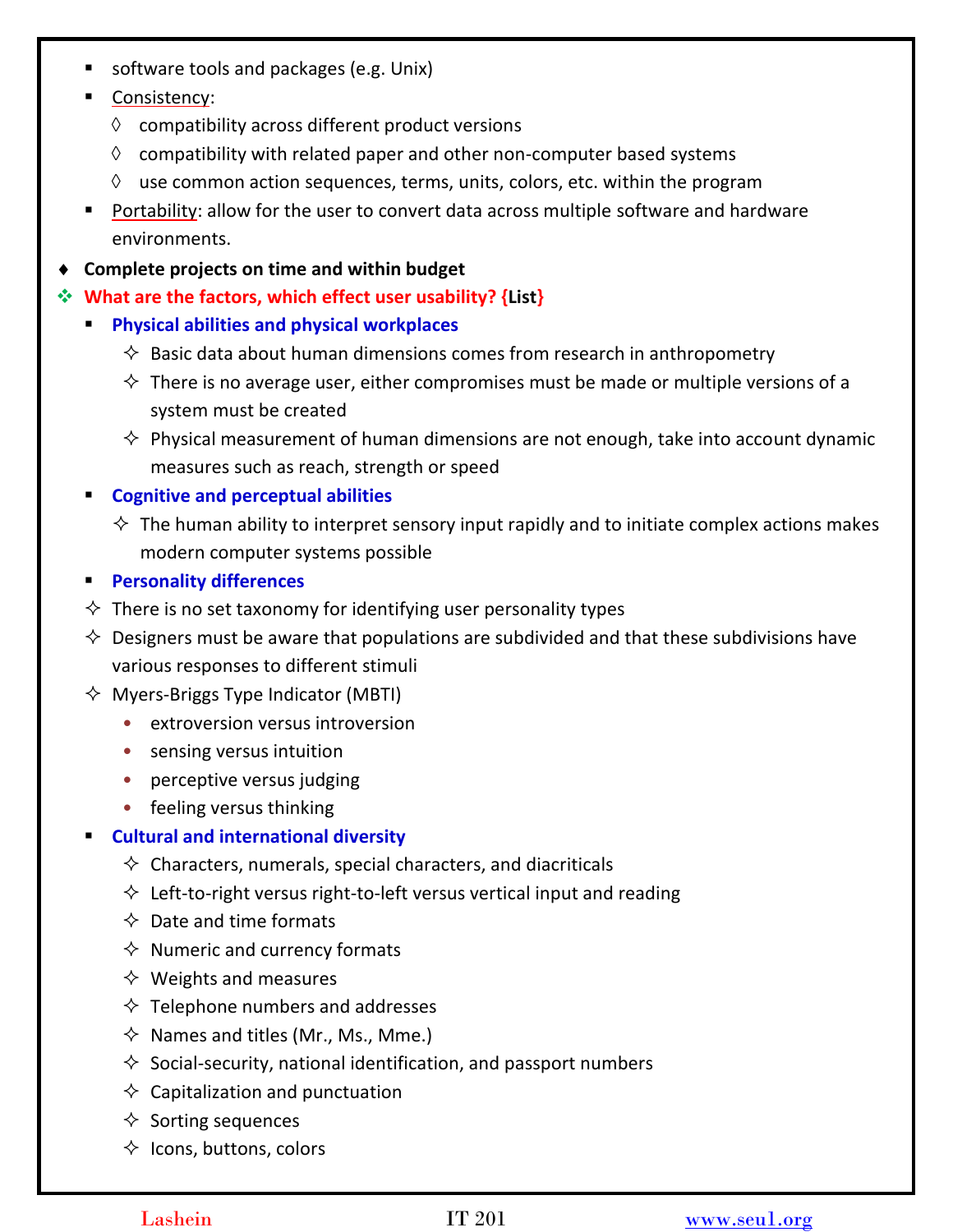- software tools and packages (e.g. Unix)
- Consistency:
  - compatibility across different product versions
  - compatibility with related paper and other non-computer based systems
  - use common action sequences, terms, units, colors, etc. within the program
- Portability: allow for the user to convert data across multiple software and hardware environments.

- **Complete projects on time and within budget**

- **What are the factors, which effect user usability? {List}**
  - **Physical abilities and physical workplaces**
    - Basic data about human dimensions comes from research in anthropometry
    - There is no average user, either compromises must be made or multiple versions of a system must be created
    - Physical measurement of human dimensions are not enough, take into account dynamic measures such as reach, strength or speed
  - **Cognitive and perceptual abilities**
    - The human ability to interpret sensory input rapidly and to initiate complex actions makes modern computer systems possible
  - **Personality differences**
  - There is no set taxonomy for identifying user personality types
  - Designers must be aware that populations are subdivided and that these subdivisions have various responses to different stimuli
  - Myers-Briggs Type Indicator (MBTI)
    - extroversion versus introversion
    - sensing versus intuition
    - perceptive versus judging
    - feeling versus thinking
  - **Cultural and international diversity**
    - Characters, numerals, special characters, and diacriticals
    - Left-to-right versus right-to-left versus vertical input and reading
    - Date and time formats
    - Numeric and currency formats
    - Weights and measures
    - Telephone numbers and addresses
    - Names and titles (Mr., Ms., Mme.)
    - Social-security, national identification, and passport numbers
    - Capitalization and punctuation
    - Sorting sequences
    - Icons, buttons, colors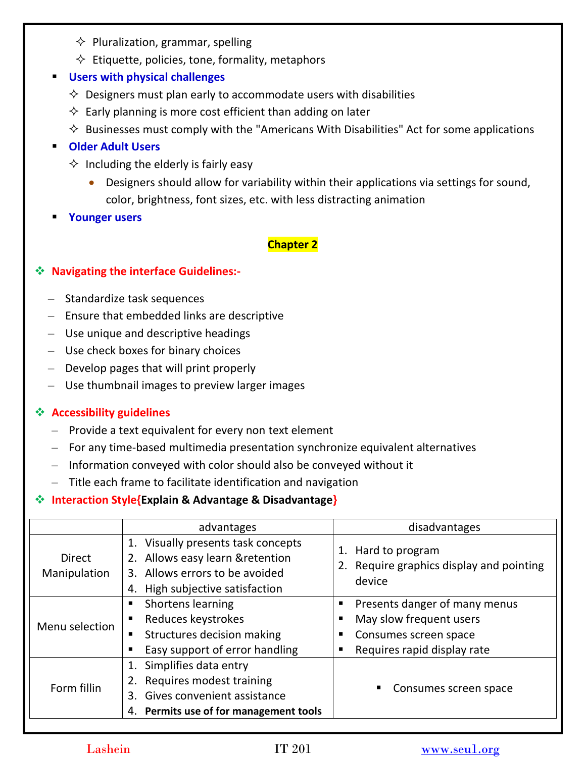- Pluralization, grammar, spelling
- Etiquette, policies, tone, formality, metaphors

- **Users with physical challenges**
  - Designers must plan early to accommodate users with disabilities
  - Early planning is more cost efficient than adding on later
  - Businesses must comply with the "Americans With Disabilities" Act for some applications
- **Older Adult Users**
  - Including the elderly is fairly easy
    - Designers should allow for variability within their applications via settings for sound, color, brightness, font sizes, etc. with less distracting animation
- **Younger users**

## Chapter 2

### Navigating the interface Guidelines:-

- Standardize task sequences
- Ensure that embedded links are descriptive
- Use unique and descriptive headings
- Use check boxes for binary choices
- Develop pages that will print properly
- Use thumbnail images to preview larger images

### Accessibility guidelines

- Provide a text equivalent for every non text element
- For any time-based multimedia presentation synchronize equivalent alternatives
- Information conveyed with color should also be conveyed without it
- Title each frame to facilitate identification and navigation

### Interaction Style{**Explain & Advantage & Disadvantage**}

| | advantages | disadvantages |
|---|---|---|
| Direct Manipulation | 1. Visually presents task concepts<br>2. Allows easy learn &retention<br>3. Allows errors to be avoided<br>4. High subjective satisfaction | 1. Hard to program<br>2. Require graphics display and pointing device |
| Menu selection | ▪ Shortens learning<br>▪ Reduces keystrokes<br>▪ Structures decision making<br>▪ Easy support of error handling | ▪ Presents danger of many menus<br>▪ May slow frequent users<br>▪ Consumes screen space<br>▪ Requires rapid display rate |
| Form fillin | 1. Simplifies data entry<br>2. Requires modest training<br>3. Gives convenient assistance<br>4. **Permits use of for management tools** | ▪ Consumes screen space |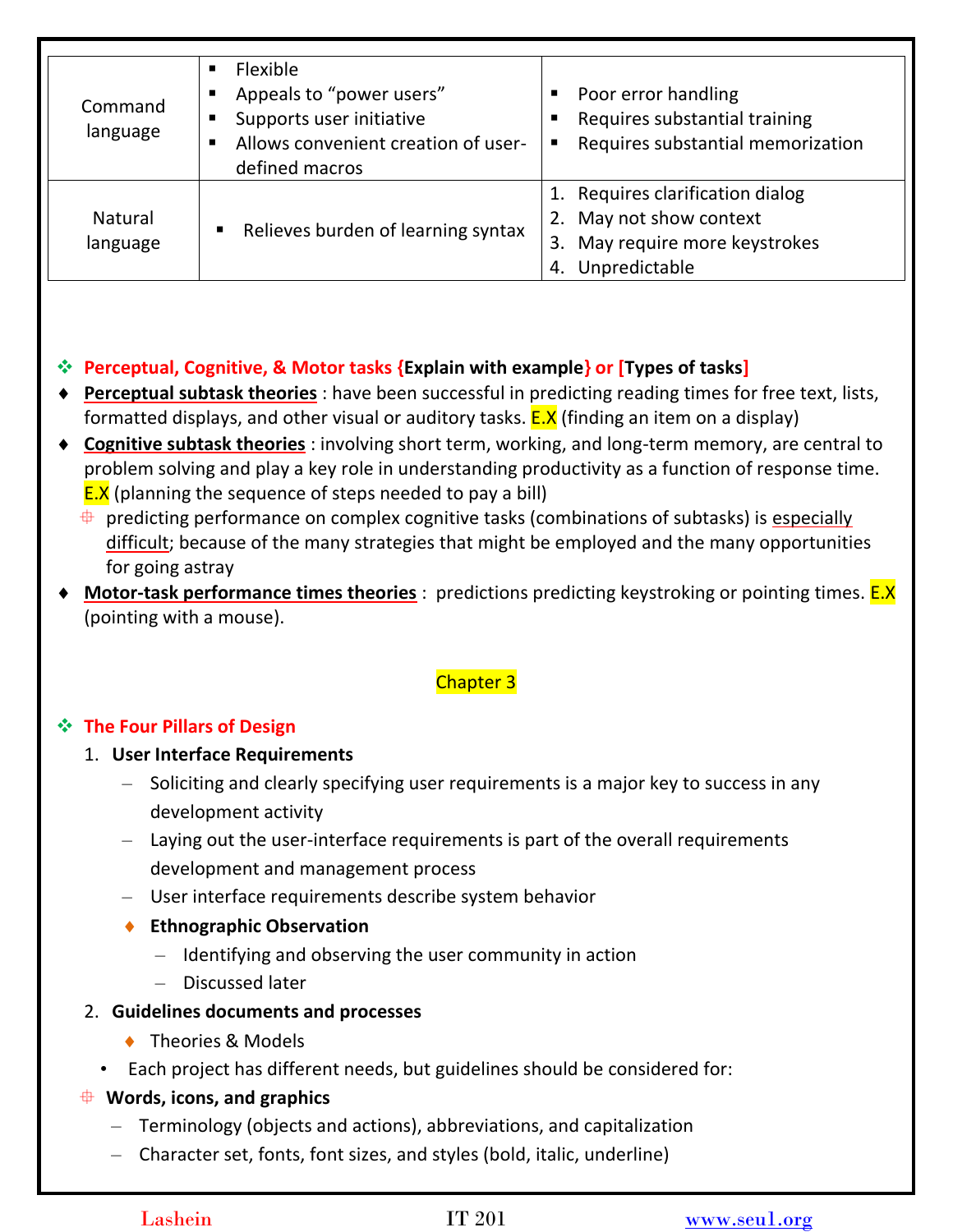| | | |
|---|---|---|
| Command language | ▪ Flexible<br>▪ Appeals to "power users"<br>▪ Supports user initiative<br>▪ Allows convenient creation of user-defined macros | ▪ Poor error handling<br>▪ Requires substantial training<br>▪ Requires substantial memorization |
| Natural language | ▪ Relieves burden of learning syntax | 1. Requires clarification dialog<br>2. May not show context<br>3. May require more keystrokes<br>4. Unpredictable |

- **Perceptual, Cognitive, & Motor tasks {Explain with example} or [Types of tasks]**
- **Perceptual subtask theories** : have been successful in predicting reading times for free text, lists, formatted displays, and other visual or auditory tasks. E.X (finding an item on a display)
- **Cognitive subtask theories** : involving short term, working, and long-term memory, are central to problem solving and play a key role in understanding productivity as a function of response time. E.X (planning the sequence of steps needed to pay a bill)
  - predicting performance on complex cognitive tasks (combinations of subtasks) is especially difficult; because of the many strategies that might be employed and the many opportunities for going astray
- **Motor-task performance times theories** : predictions predicting keystroking or pointing times. E.X (pointing with a mouse).

## Chapter 3

- **The Four Pillars of Design**
  1. **User Interface Requirements**
     - Soliciting and clearly specifying user requirements is a major key to success in any development activity
     - Laying out the user-interface requirements is part of the overall requirements development and management process
     - User interface requirements describe system behavior
     - **Ethnographic Observation**
       - Identifying and observing the user community in action
       - Discussed later
  2. **Guidelines documents and processes**
     - Theories & Models
  - Each project has different needs, but guidelines should be considered for:
  - **Words, icons, and graphics**
    - Terminology (objects and actions), abbreviations, and capitalization
    - Character set, fonts, font sizes, and styles (bold, italic, underline)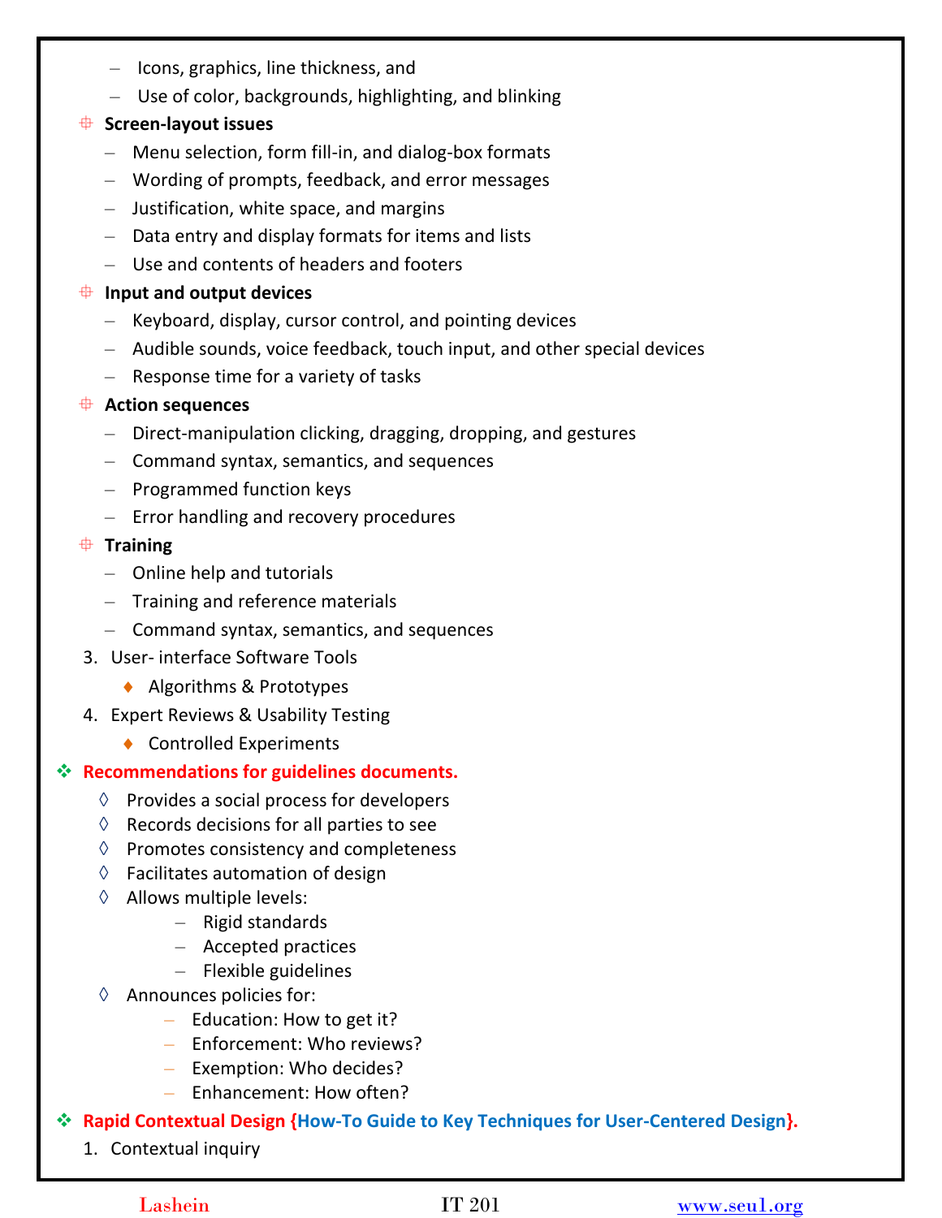- Icons, graphics, line thickness, and
  - Use of color, backgrounds, highlighting, and blinking
- **Screen-layout issues**
  - Menu selection, form fill-in, and dialog-box formats
  - Wording of prompts, feedback, and error messages
  - Justification, white space, and margins
  - Data entry and display formats for items and lists
  - Use and contents of headers and footers
- **Input and output devices**
  - Keyboard, display, cursor control, and pointing devices
  - Audible sounds, voice feedback, touch input, and other special devices
  - Response time for a variety of tasks
- **Action sequences**
  - Direct-manipulation clicking, dragging, dropping, and gestures
  - Command syntax, semantics, and sequences
  - Programmed function keys
  - Error handling and recovery procedures
- **Training**
  - Online help and tutorials
  - Training and reference materials
  - Command syntax, semantics, and sequences

3. User- interface Software Tools
   - Algorithms & Prototypes
4. Expert Reviews & Usability Testing
   - Controlled Experiments

**Recommendations for guidelines documents.**

- Provides a social process for developers
- Records decisions for all parties to see
- Promotes consistency and completeness
- Facilitates automation of design
- Allows multiple levels:
  - Rigid standards
  - Accepted practices
  - Flexible guidelines
- Announces policies for:
  - Education: How to get it?
  - Enforcement: Who reviews?
  - Exemption: Who decides?
  - Enhancement: How often?

**Rapid Contextual Design {How-To Guide to Key Techniques for User-Centered Design}.**

1. Contextual inquiry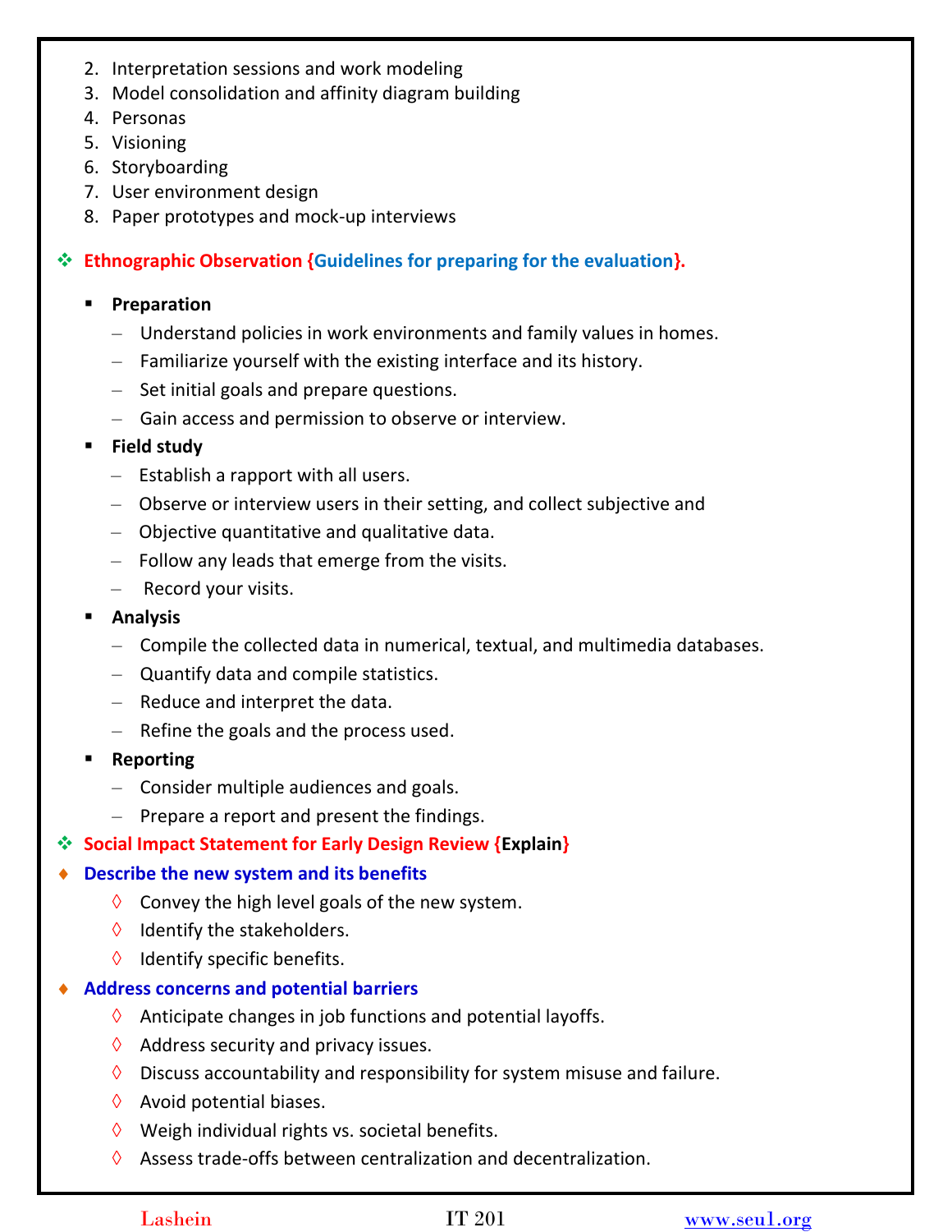2. Interpretation sessions and work modeling
3. Model consolidation and affinity diagram building
4. Personas
5. Visioning
6. Storyboarding
7. User environment design
8. Paper prototypes and mock-up interviews

### ❖ Ethnographic Observation {Guidelines for preparing for the evaluation}.

- **Preparation**
  - Understand policies in work environments and family values in homes.
  - Familiarize yourself with the existing interface and its history.
  - Set initial goals and prepare questions.
  - Gain access and permission to observe or interview.
- **Field study**
  - Establish a rapport with all users.
  - Observe or interview users in their setting, and collect subjective and
  - Objective quantitative and qualitative data.
  - Follow any leads that emerge from the visits.
  - Record your visits.
- **Analysis**
  - Compile the collected data in numerical, textual, and multimedia databases.
  - Quantify data and compile statistics.
  - Reduce and interpret the data.
  - Refine the goals and the process used.
- **Reporting**
  - Consider multiple audiences and goals.
  - Prepare a report and present the findings.

### ❖ Social Impact Statement for Early Design Review {Explain}

**Describe the new system and its benefits**

- Convey the high level goals of the new system.
- Identify the stakeholders.
- Identify specific benefits.

**Address concerns and potential barriers**

- Anticipate changes in job functions and potential layoffs.
- Address security and privacy issues.
- Discuss accountability and responsibility for system misuse and failure.
- Avoid potential biases.
- Weigh individual rights vs. societal benefits.
- Assess trade-offs between centralization and decentralization.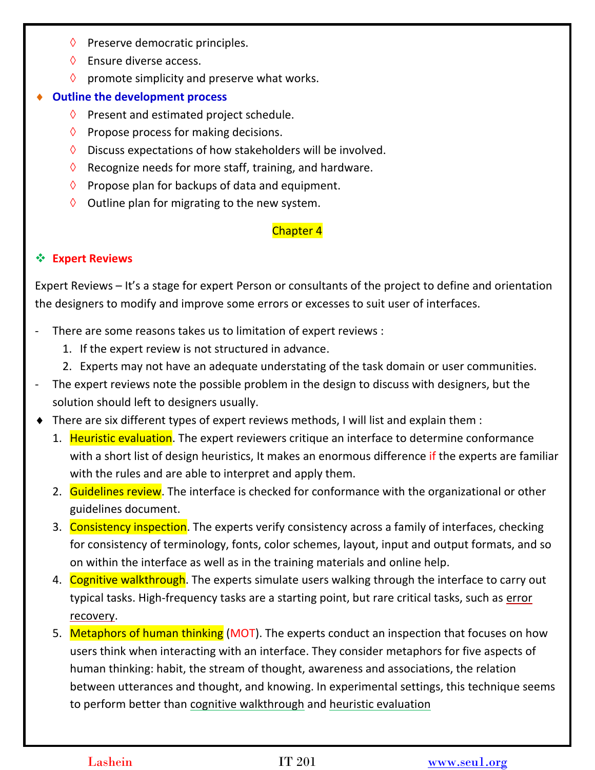- ◊ Preserve democratic principles.
- ◊ Ensure diverse access.
- ◊ promote simplicity and preserve what works.

- **Outline the development process**
  - ◊ Present and estimated project schedule.
  - ◊ Propose process for making decisions.
  - ◊ Discuss expectations of how stakeholders will be involved.
  - ◊ Recognize needs for more staff, training, and hardware.
  - ◊ Propose plan for backups of data and equipment.
  - ◊ Outline plan for migrating to the new system.

## Chapter 4

### Expert Reviews

Expert Reviews – It's a stage for expert Person or consultants of the project to define and orientation the designers to modify and improve some errors or excesses to suit user of interfaces.

- There are some reasons takes us to limitation of expert reviews :
  1. If the expert review is not structured in advance.
  2. Experts may not have an adequate understating of the task domain or user communities.
- The expert reviews note the possible problem in the design to discuss with designers, but the solution should left to designers usually.
- There are six different types of expert reviews methods, I will list and explain them :
  1. Heuristic evaluation. The expert reviewers critique an interface to determine conformance with a short list of design heuristics, It makes an enormous difference if the experts are familiar with the rules and are able to interpret and apply them.
  2. Guidelines review. The interface is checked for conformance with the organizational or other guidelines document.
  3. Consistency inspection. The experts verify consistency across a family of interfaces, checking for consistency of terminology, fonts, color schemes, layout, input and output formats, and so on within the interface as well as in the training materials and online help.
  4. Cognitive walkthrough. The experts simulate users walking through the interface to carry out typical tasks. High-frequency tasks are a starting point, but rare critical tasks, such as error recovery.
  5. Metaphors of human thinking (MOT). The experts conduct an inspection that focuses on how users think when interacting with an interface. They consider metaphors for five aspects of human thinking: habit, the stream of thought, awareness and associations, the relation between utterances and thought, and knowing. In experimental settings, this technique seems to perform better than cognitive walkthrough and heuristic evaluation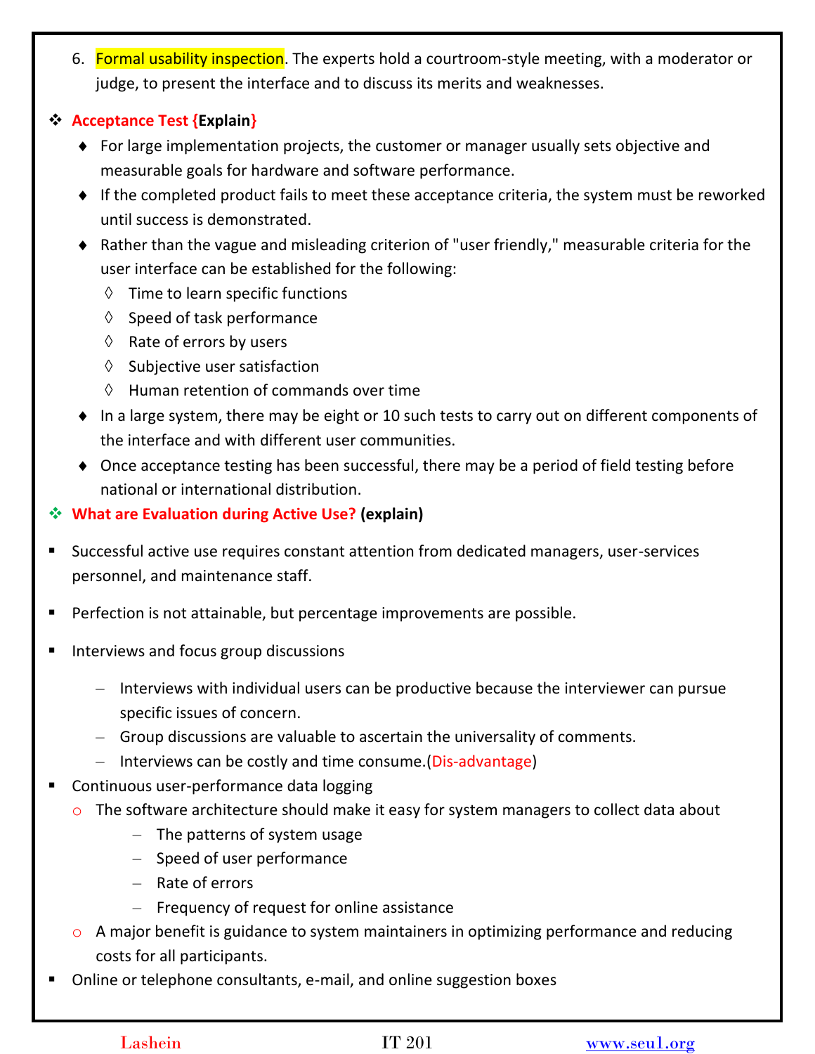6. Formal usability inspection. The experts hold a courtroom-style meeting, with a moderator or judge, to present the interface and to discuss its merits and weaknesses.

- **Acceptance Test {Explain}**
  - For large implementation projects, the customer or manager usually sets objective and measurable goals for hardware and software performance.
  - If the completed product fails to meet these acceptance criteria, the system must be reworked until success is demonstrated.
  - Rather than the vague and misleading criterion of "user friendly," measurable criteria for the user interface can be established for the following:
    - Time to learn specific functions
    - Speed of task performance
    - Rate of errors by users
    - Subjective user satisfaction
    - Human retention of commands over time
  - In a large system, there may be eight or 10 such tests to carry out on different components of the interface and with different user communities.
  - Once acceptance testing has been successful, there may be a period of field testing before national or international distribution.

- **What are Evaluation during Active Use? (explain)**

- Successful active use requires constant attention from dedicated managers, user-services personnel, and maintenance staff.
- Perfection is not attainable, but percentage improvements are possible.
- Interviews and focus group discussions
  - Interviews with individual users can be productive because the interviewer can pursue specific issues of concern.
  - Group discussions are valuable to ascertain the universality of comments.
  - Interviews can be costly and time consume.(Dis-advantage)
- Continuous user-performance data logging
  - The software architecture should make it easy for system managers to collect data about
    - The patterns of system usage
    - Speed of user performance
    - Rate of errors
    - Frequency of request for online assistance
  - A major benefit is guidance to system maintainers in optimizing performance and reducing costs for all participants.
- Online or telephone consultants, e-mail, and online suggestion boxes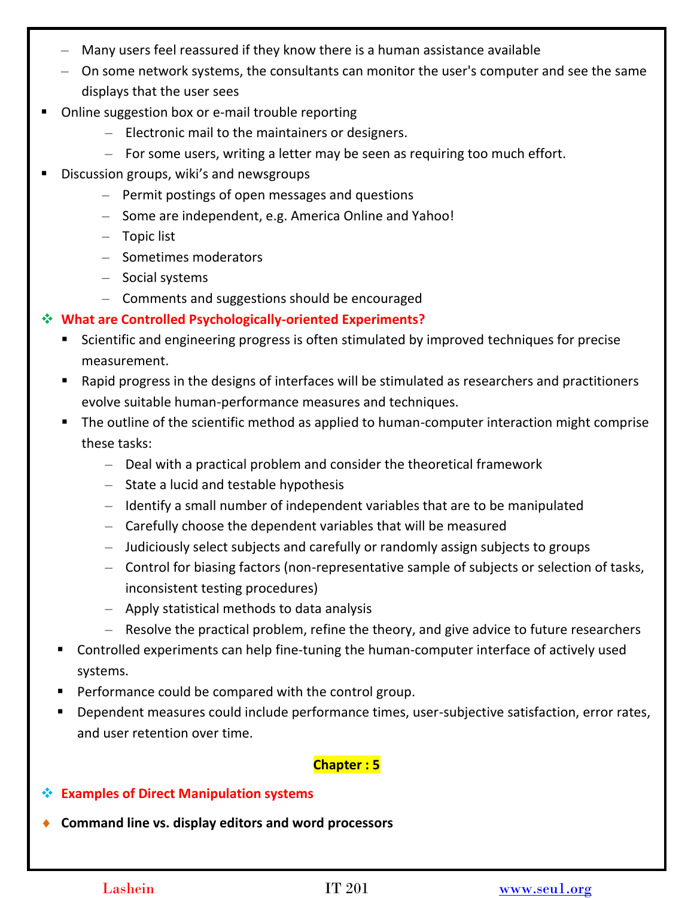- Many users feel reassured if they know there is a human assistance available
  - On some network systems, the consultants can monitor the user's computer and see the same displays that the user sees
- Online suggestion box or e-mail trouble reporting
  - Electronic mail to the maintainers or designers.
  - For some users, writing a letter may be seen as requiring too much effort.
- Discussion groups, wiki's and newsgroups
  - Permit postings of open messages and questions
  - Some are independent, e.g. America Online and Yahoo!
  - Topic list
  - Sometimes moderators
  - Social systems
  - Comments and suggestions should be encouraged

## What are Controlled Psychologically-oriented Experiments?

- Scientific and engineering progress is often stimulated by improved techniques for precise measurement.
- Rapid progress in the designs of interfaces will be stimulated as researchers and practitioners evolve suitable human-performance measures and techniques.
- The outline of the scientific method as applied to human-computer interaction might comprise these tasks:
  - Deal with a practical problem and consider the theoretical framework
  - State a lucid and testable hypothesis
  - Identify a small number of independent variables that are to be manipulated
  - Carefully choose the dependent variables that will be measured
  - Judiciously select subjects and carefully or randomly assign subjects to groups
  - Control for biasing factors (non-representative sample of subjects or selection of tasks, inconsistent testing procedures)
  - Apply statistical methods to data analysis
  - Resolve the practical problem, refine the theory, and give advice to future researchers
- Controlled experiments can help fine-tuning the human-computer interface of actively used systems.
- Performance could be compared with the control group.
- Dependent measures could include performance times, user-subjective satisfaction, error rates, and user retention over time.

# Chapter : 5

## Examples of Direct Manipulation systems

- **Command line vs. display editors and word processors**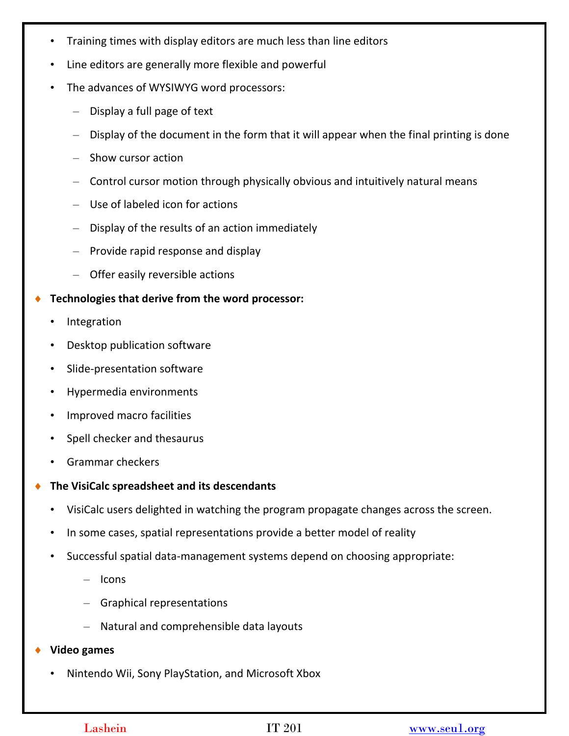- Training times with display editors are much less than line editors
- Line editors are generally more flexible and powerful
- The advances of WYSIWYG word processors:
  - Display a full page of text
  - Display of the document in the form that it will appear when the final printing is done
  - Show cursor action
  - Control cursor motion through physically obvious and intuitively natural means
  - Use of labeled icon for actions
  - Display of the results of an action immediately
  - Provide rapid response and display
  - Offer easily reversible actions

♦ **Technologies that derive from the word processor:**

- Integration
- Desktop publication software
- Slide-presentation software
- Hypermedia environments
- Improved macro facilities
- Spell checker and thesaurus
- Grammar checkers

♦ **The VisiCalc spreadsheet and its descendants**

- VisiCalc users delighted in watching the program propagate changes across the screen.
- In some cases, spatial representations provide a better model of reality
- Successful spatial data-management systems depend on choosing appropriate:
  - Icons
  - Graphical representations
  - Natural and comprehensible data layouts

♦ **Video games**

- Nintendo Wii, Sony PlayStation, and Microsoft Xbox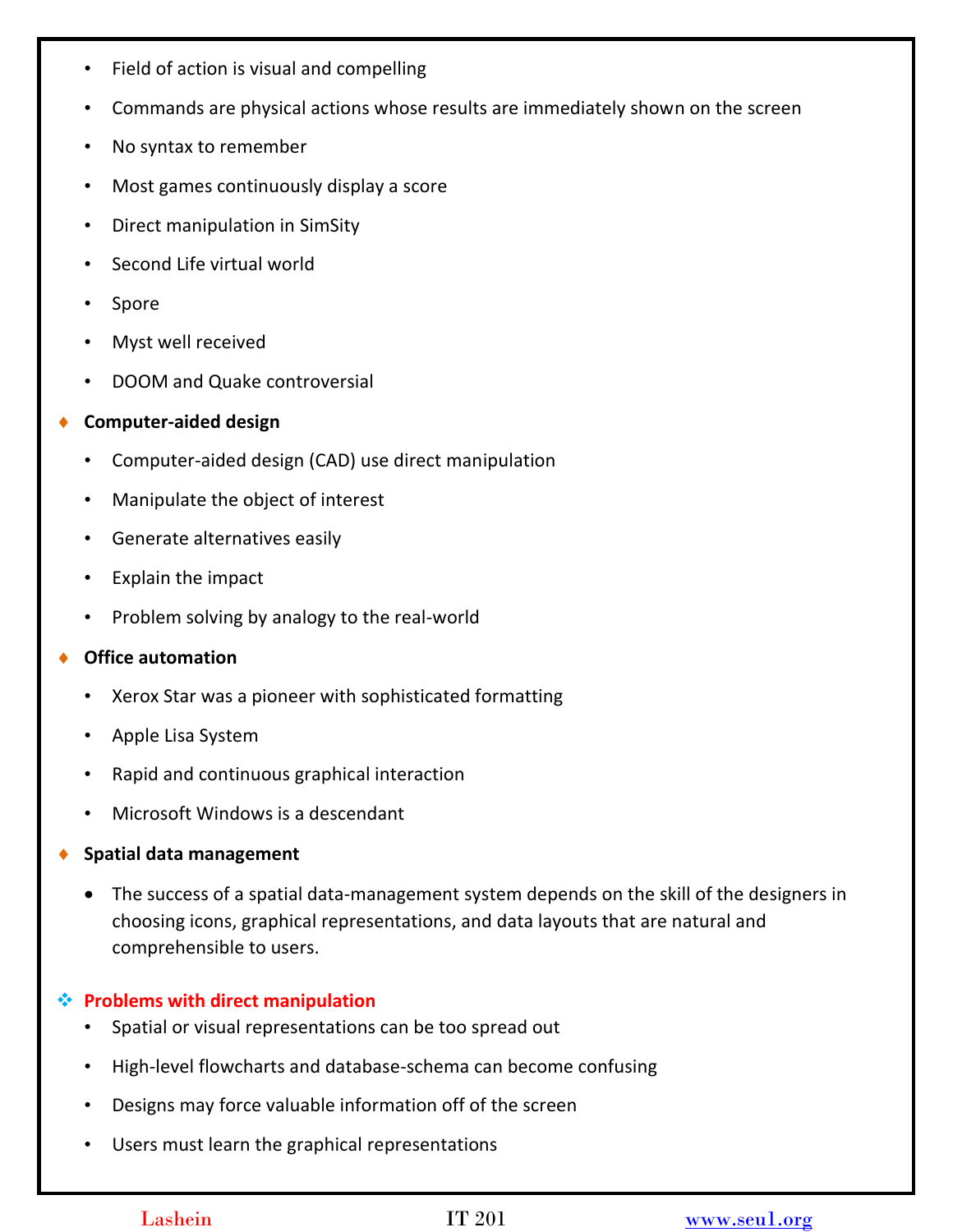- Field of action is visual and compelling
- Commands are physical actions whose results are immediately shown on the screen
- No syntax to remember
- Most games continuously display a score
- Direct manipulation in SimSity
- Second Life virtual world
- Spore
- Myst well received
- DOOM and Quake controversial

♦ **Computer-aided design**

- Computer-aided design (CAD) use direct manipulation
- Manipulate the object of interest
- Generate alternatives easily
- Explain the impact
- Problem solving by analogy to the real-world

♦ **Office automation**

- Xerox Star was a pioneer with sophisticated formatting
- Apple Lisa System
- Rapid and continuous graphical interaction
- Microsoft Windows is a descendant

♦ **Spatial data management**

- The success of a spatial data-management system depends on the skill of the designers in choosing icons, graphical representations, and data layouts that are natural and comprehensible to users.

❖ **Problems with direct manipulation**

- Spatial or visual representations can be too spread out
- High-level flowcharts and database-schema can become confusing
- Designs may force valuable information off of the screen
- Users must learn the graphical representations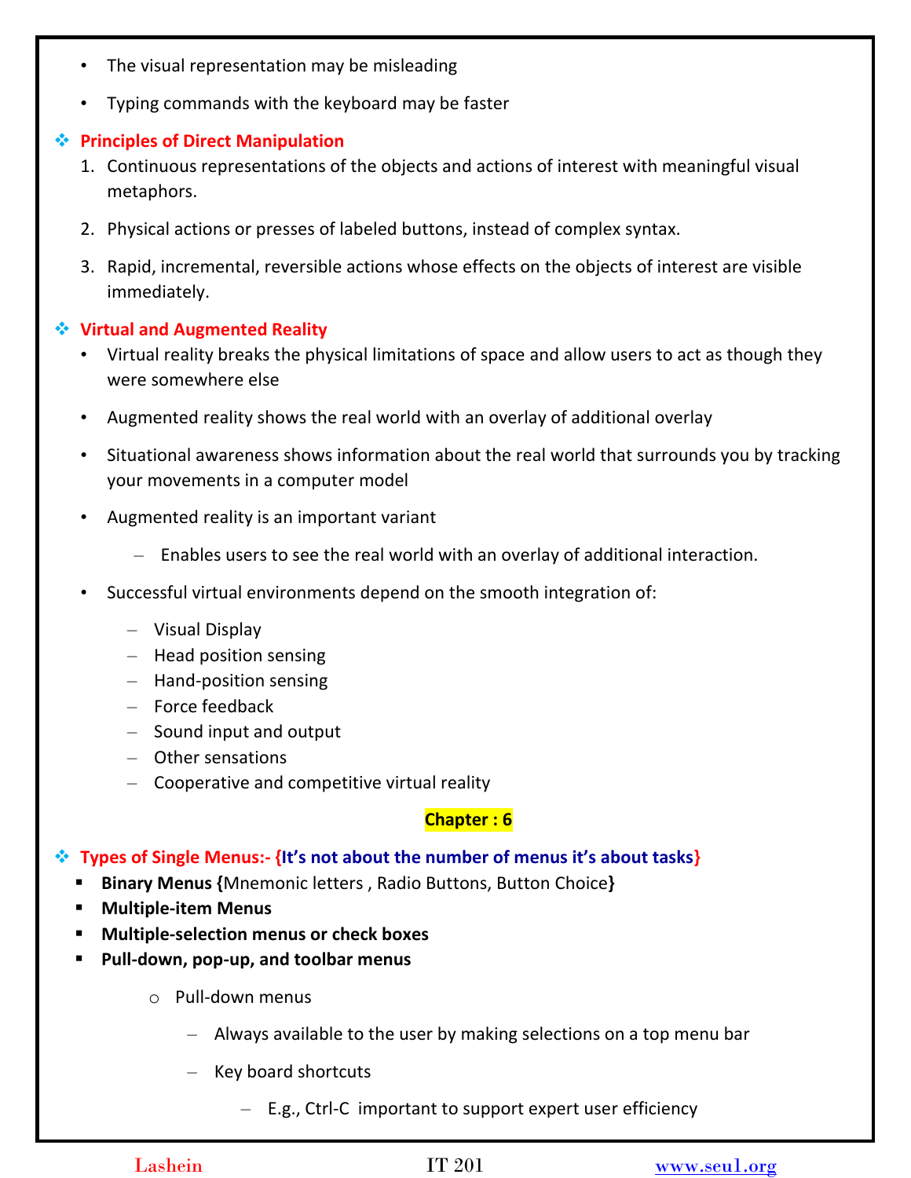- The visual representation may be misleading
- Typing commands with the keyboard may be faster

### Principles of Direct Manipulation

1. Continuous representations of the objects and actions of interest with meaningful visual metaphors.
2. Physical actions or presses of labeled buttons, instead of complex syntax.
3. Rapid, incremental, reversible actions whose effects on the objects of interest are visible immediately.

### Virtual and Augmented Reality

- Virtual reality breaks the physical limitations of space and allow users to act as though they were somewhere else
- Augmented reality shows the real world with an overlay of additional overlay
- Situational awareness shows information about the real world that surrounds you by tracking your movements in a computer model
- Augmented reality is an important variant
  - Enables users to see the real world with an overlay of additional interaction.
- Successful virtual environments depend on the smooth integration of:
  - Visual Display
  - Head position sensing
  - Hand-position sensing
  - Force feedback
  - Sound input and output
  - Other sensations
  - Cooperative and competitive virtual reality

## Chapter : 6

### Types of Single Menus:- {It's not about the number of menus it's about tasks}

- **Binary Menus {**Mnemonic letters , Radio Buttons, Button Choice**}**
- **Multiple-item Menus**
- **Multiple-selection menus or check boxes**
- **Pull-down, pop-up, and toolbar menus**
  - Pull-down menus
    - Always available to the user by making selections on a top menu bar
    - Key board shortcuts
      - E.g., Ctrl-C important to support expert user efficiency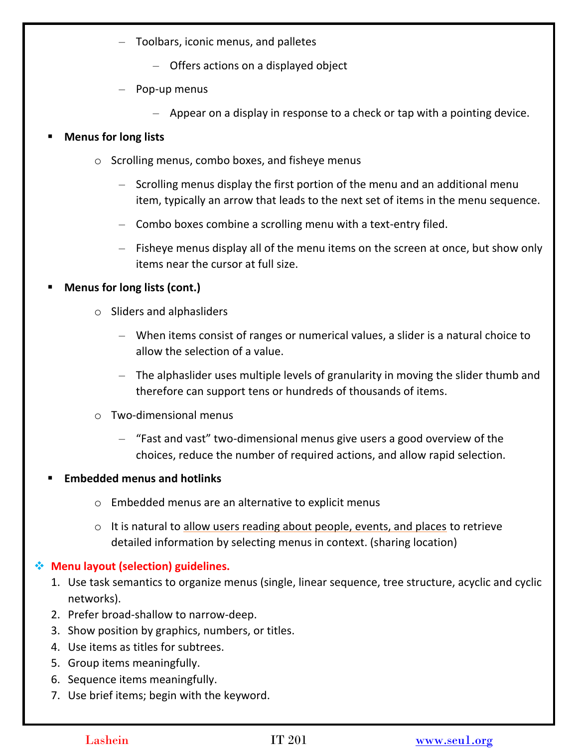- Toolbars, iconic menus, and palletes
    - Offers actions on a displayed object
- Pop-up menus
    - Appear on a display in response to a check or tap with a pointing device.

- **Menus for long lists**
    - Scrolling menus, combo boxes, and fisheye menus
        - Scrolling menus display the first portion of the menu and an additional menu item, typically an arrow that leads to the next set of items in the menu sequence.
        - Combo boxes combine a scrolling menu with a text-entry filed.
        - Fisheye menus display all of the menu items on the screen at once, but show only items near the cursor at full size.

- **Menus for long lists (cont.)**
    - Sliders and alphasliders
        - When items consist of ranges or numerical values, a slider is a natural choice to allow the selection of a value.
        - The alphaslider uses multiple levels of granularity in moving the slider thumb and therefore can support tens or hundreds of thousands of items.
    - Two-dimensional menus
        - "Fast and vast" two-dimensional menus give users a good overview of the choices, reduce the number of required actions, and allow rapid selection.

- **Embedded menus and hotlinks**
    - Embedded menus are an alternative to explicit menus
    - It is natural to allow users reading about people, events, and places to retrieve detailed information by selecting menus in context. (sharing location)

## Menu layout (selection) guidelines.

1. Use task semantics to organize menus (single, linear sequence, tree structure, acyclic and cyclic networks).
2. Prefer broad-shallow to narrow-deep.
3. Show position by graphics, numbers, or titles.
4. Use items as titles for subtrees.
5. Group items meaningfully.
6. Sequence items meaningfully.
7. Use brief items; begin with the keyword.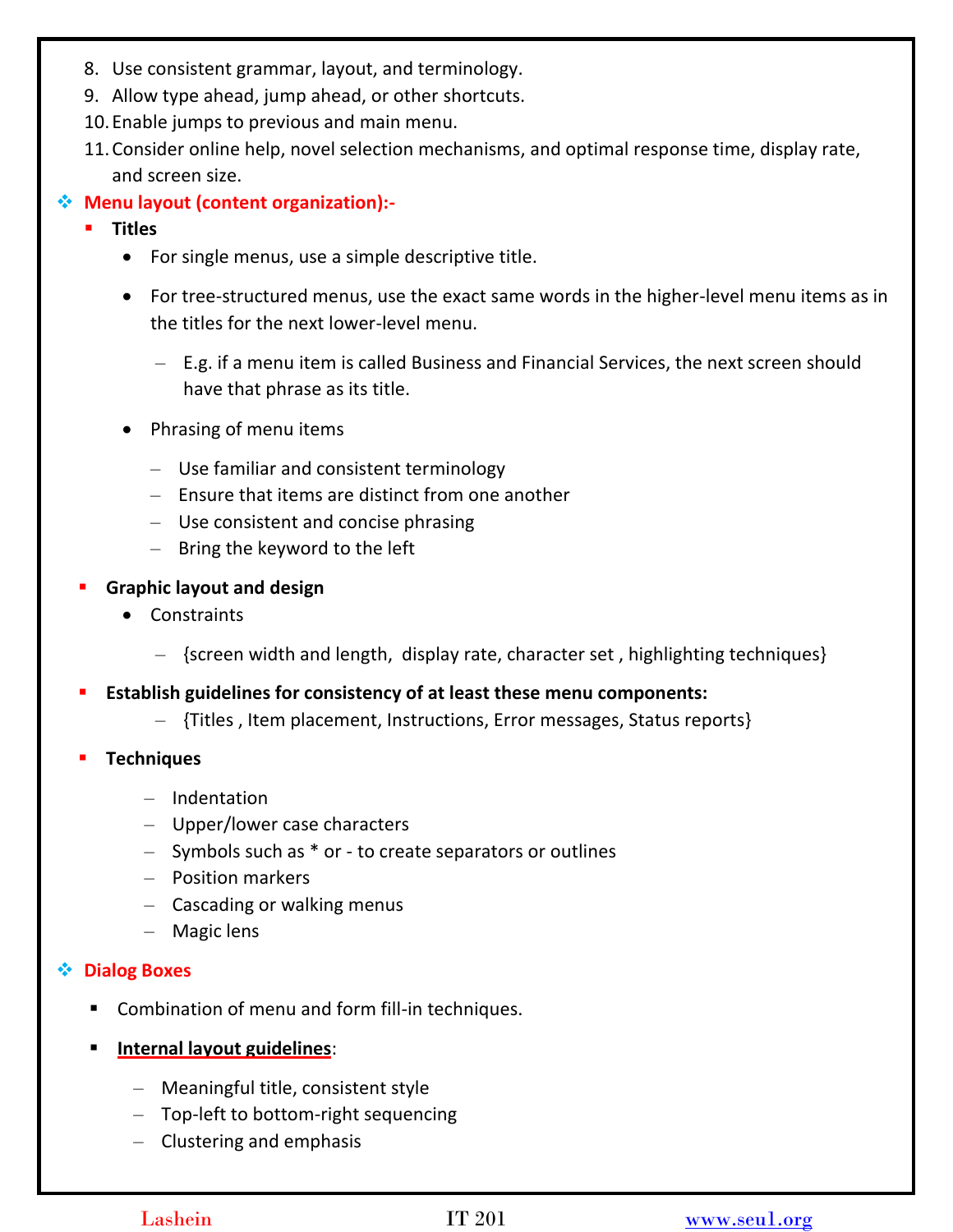8. Use consistent grammar, layout, and terminology.
9. Allow type ahead, jump ahead, or other shortcuts.
10. Enable jumps to previous and main menu.
11. Consider online help, novel selection mechanisms, and optimal response time, display rate, and screen size.

## Menu layout (content organization):-

- **Titles**
  - For single menus, use a simple descriptive title.
  - For tree-structured menus, use the exact same words in the higher-level menu items as in the titles for the next lower-level menu.
    - E.g. if a menu item is called Business and Financial Services, the next screen should have that phrase as its title.
  - Phrasing of menu items
    - Use familiar and consistent terminology
    - Ensure that items are distinct from one another
    - Use consistent and concise phrasing
    - Bring the keyword to the left
- **Graphic layout and design**
  - Constraints
    - {screen width and length, display rate, character set , highlighting techniques}
- **Establish guidelines for consistency of at least these menu components:**
  - {Titles , Item placement, Instructions, Error messages, Status reports}
- **Techniques**
  - Indentation
  - Upper/lower case characters
  - Symbols such as * or - to create separators or outlines
  - Position markers
  - Cascading or walking menus
  - Magic lens

## Dialog Boxes

- Combination of menu and form fill-in techniques.
- **Internal layout guidelines**:
  - Meaningful title, consistent style
  - Top-left to bottom-right sequencing
  - Clustering and emphasis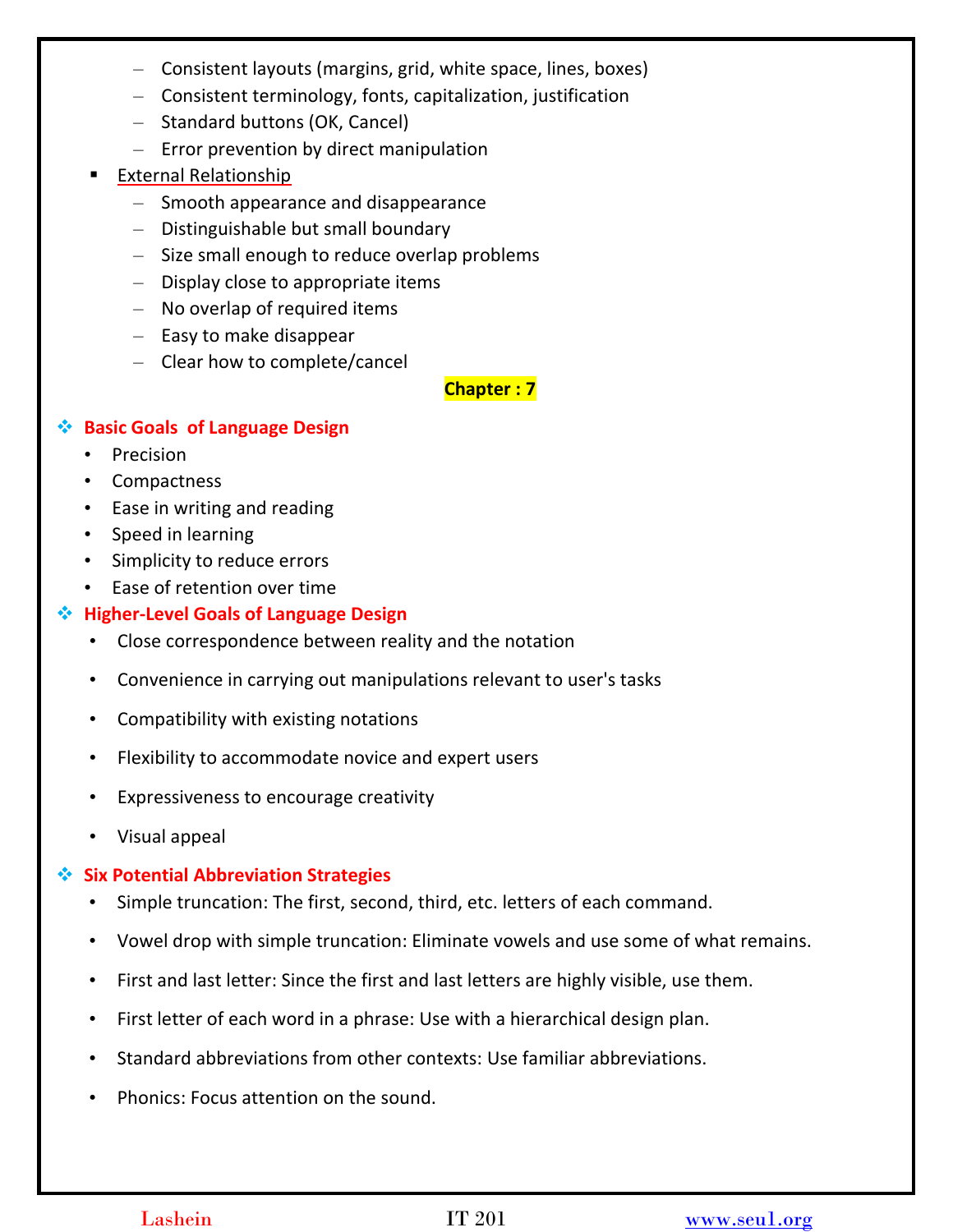- Consistent layouts (margins, grid, white space, lines, boxes)
  - Consistent terminology, fonts, capitalization, justification
  - Standard buttons (OK, Cancel)
  - Error prevention by direct manipulation
- External Relationship
  - Smooth appearance and disappearance
  - Distinguishable but small boundary
  - Size small enough to reduce overlap problems
  - Display close to appropriate items
  - No overlap of required items
  - Easy to make disappear
  - Clear how to complete/cancel

**Chapter : 7**

## Basic Goals of Language Design

- Precision
- Compactness
- Ease in writing and reading
- Speed in learning
- Simplicity to reduce errors
- Ease of retention over time

## Higher-Level Goals of Language Design

- Close correspondence between reality and the notation
- Convenience in carrying out manipulations relevant to user's tasks
- Compatibility with existing notations
- Flexibility to accommodate novice and expert users
- Expressiveness to encourage creativity
- Visual appeal

## Six Potential Abbreviation Strategies

- Simple truncation: The first, second, third, etc. letters of each command.
- Vowel drop with simple truncation: Eliminate vowels and use some of what remains.
- First and last letter: Since the first and last letters are highly visible, use them.
- First letter of each word in a phrase: Use with a hierarchical design plan.
- Standard abbreviations from other contexts: Use familiar abbreviations.
- Phonics: Focus attention on the sound.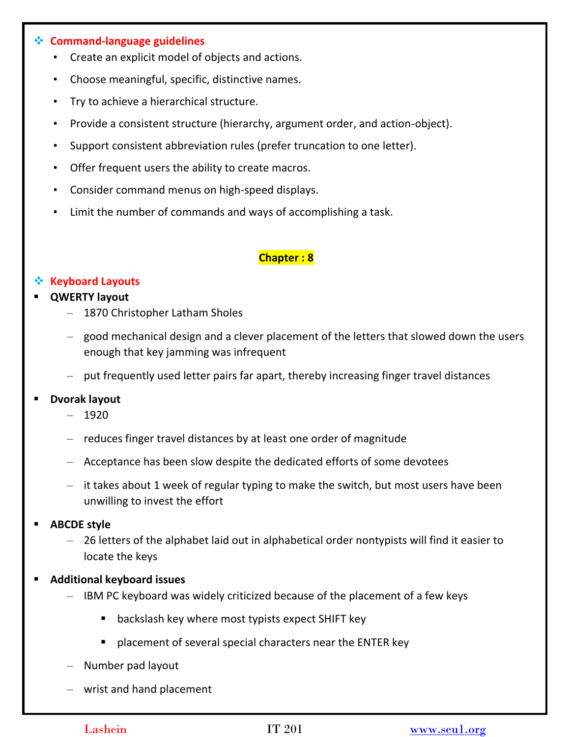## ❖ Command-language guidelines

- Create an explicit model of objects and actions.
- Choose meaningful, specific, distinctive names.
- Try to achieve a hierarchical structure.
- Provide a consistent structure (hierarchy, argument order, and action-object).
- Support consistent abbreviation rules (prefer truncation to one letter).
- Offer frequent users the ability to create macros.
- Consider command menus on high-speed displays.
- Limit the number of commands and ways of accomplishing a task.

# Chapter : 8

## ❖ Keyboard Layouts

- **QWERTY layout**
  - 1870 Christopher Latham Sholes
  - good mechanical design and a clever placement of the letters that slowed down the users enough that key jamming was infrequent
  - put frequently used letter pairs far apart, thereby increasing finger travel distances
- **Dvorak layout**
  - 1920
  - reduces finger travel distances by at least one order of magnitude
  - Acceptance has been slow despite the dedicated efforts of some devotees
  - it takes about 1 week of regular typing to make the switch, but most users have been unwilling to invest the effort
- **ABCDE style**
  - 26 letters of the alphabet laid out in alphabetical order nontypists will find it easier to locate the keys
- **Additional keyboard issues**
  - IBM PC keyboard was widely criticized because of the placement of a few keys
    - backslash key where most typists expect SHIFT key
    - placement of several special characters near the ENTER key
  - Number pad layout
  - wrist and hand placement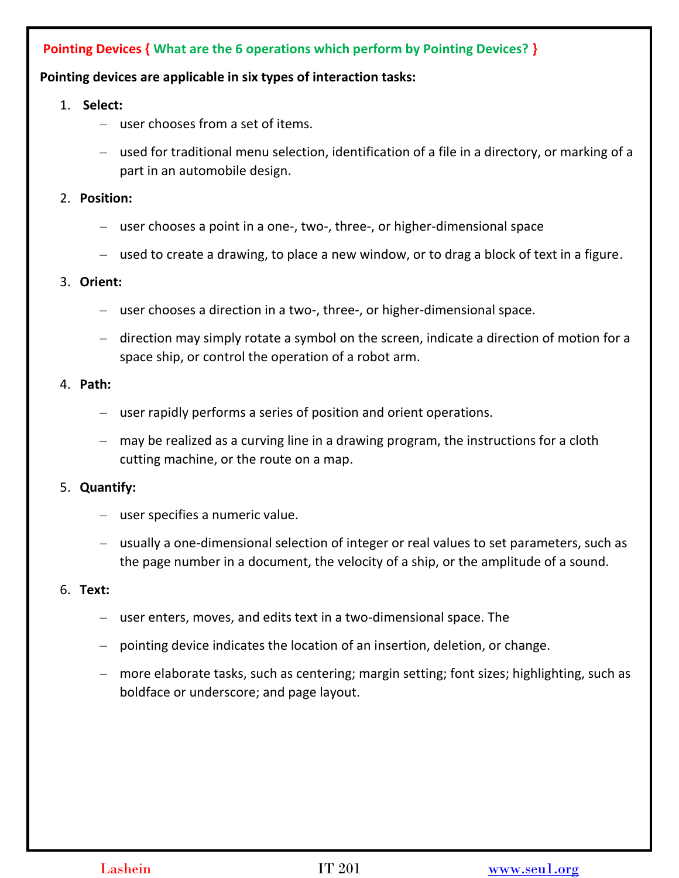## Pointing Devices { What are the 6 operations which perform by Pointing Devices? }

**Pointing devices are applicable in six types of interaction tasks:**

1. **Select:**
   - user chooses from a set of items.
   - used for traditional menu selection, identification of a file in a directory, or marking of a part in an automobile design.
2. **Position:**
   - user chooses a point in a one-, two-, three-, or higher-dimensional space
   - used to create a drawing, to place a new window, or to drag a block of text in a figure.
3. **Orient:**
   - user chooses a direction in a two-, three-, or higher-dimensional space.
   - direction may simply rotate a symbol on the screen, indicate a direction of motion for a space ship, or control the operation of a robot arm.
4. **Path:**
   - user rapidly performs a series of position and orient operations.
   - may be realized as a curving line in a drawing program, the instructions for a cloth cutting machine, or the route on a map.
5. **Quantify:**
   - user specifies a numeric value.
   - usually a one-dimensional selection of integer or real values to set parameters, such as the page number in a document, the velocity of a ship, or the amplitude of a sound.
6. **Text:**
   - user enters, moves, and edits text in a two-dimensional space. The
   - pointing device indicates the location of an insertion, deletion, or change.
   - more elaborate tasks, such as centering; margin setting; font sizes; highlighting, such as boldface or underscore; and page layout.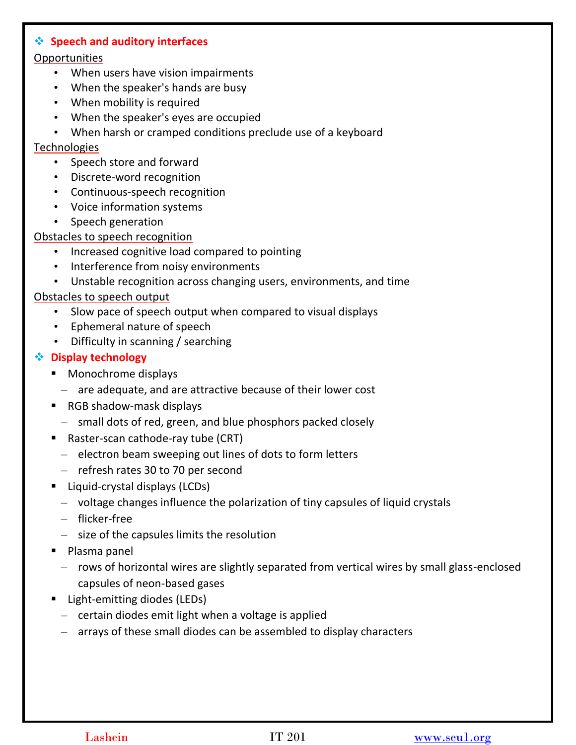## Speech and auditory interfaces

Opportunities

- When users have vision impairments
- When the speaker's hands are busy
- When mobility is required
- When the speaker's eyes are occupied
- When harsh or cramped conditions preclude use of a keyboard

Technologies

- Speech store and forward
- Discrete-word recognition
- Continuous-speech recognition
- Voice information systems
- Speech generation

Obstacles to speech recognition

- Increased cognitive load compared to pointing
- Interference from noisy environments
- Unstable recognition across changing users, environments, and time

Obstacles to speech output

- Slow pace of speech output when compared to visual displays
- Ephemeral nature of speech
- Difficulty in scanning / searching

## Display technology

- Monochrome displays
  - are adequate, and are attractive because of their lower cost
- RGB shadow-mask displays
  - small dots of red, green, and blue phosphors packed closely
- Raster-scan cathode-ray tube (CRT)
  - electron beam sweeping out lines of dots to form letters
  - refresh rates 30 to 70 per second
- Liquid-crystal displays (LCDs)
  - voltage changes influence the polarization of tiny capsules of liquid crystals
  - flicker-free
  - size of the capsules limits the resolution
- Plasma panel
  - rows of horizontal wires are slightly separated from vertical wires by small glass-enclosed capsules of neon-based gases
- Light-emitting diodes (LEDs)
  - certain diodes emit light when a voltage is applied
  - arrays of these small diodes can be assembled to display characters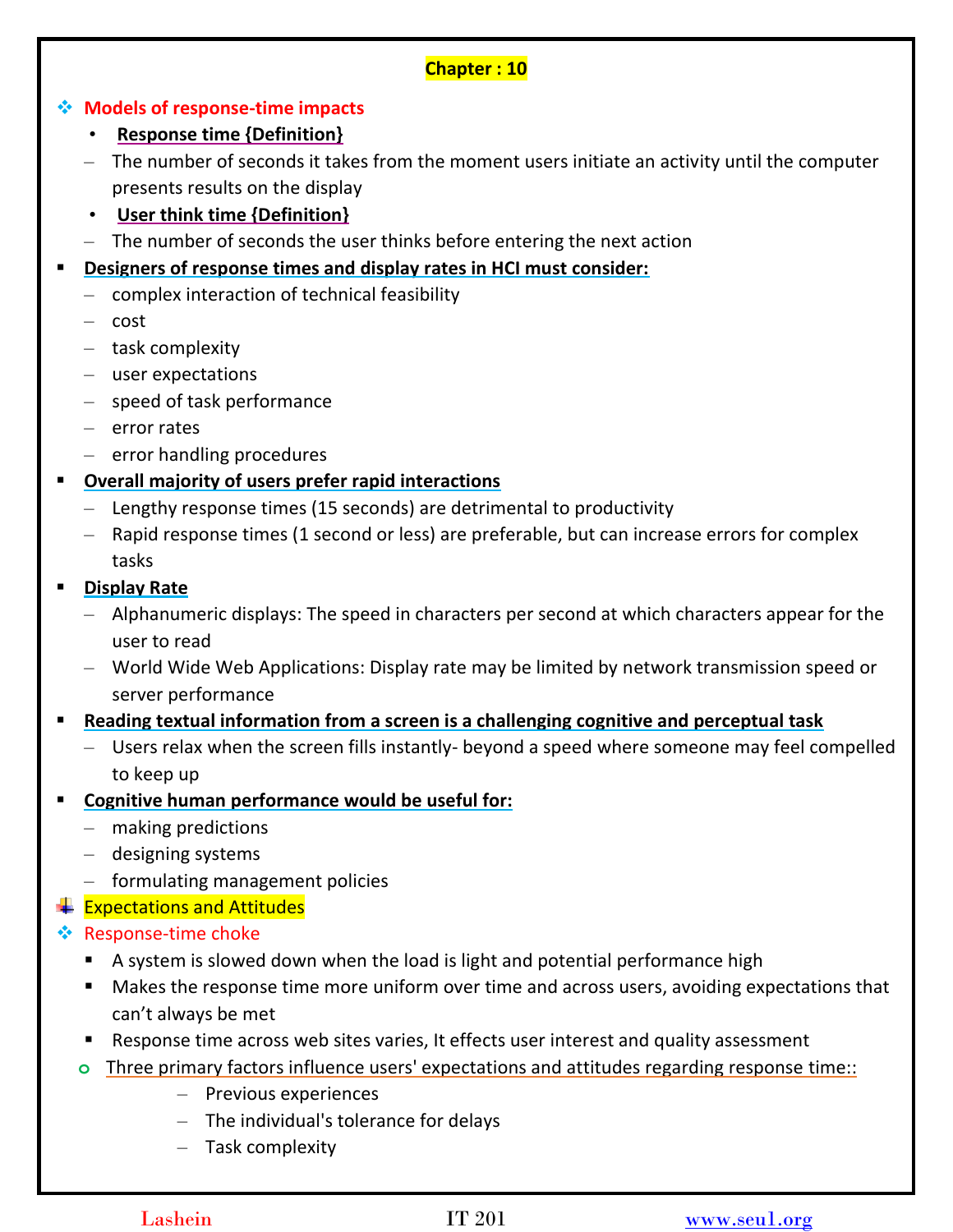## Chapter : 10

### Models of response-time impacts

- **Response time {Definition}**
  - The number of seconds it takes from the moment users initiate an activity until the computer presents results on the display
- **User think time {Definition}**
  - The number of seconds the user thinks before entering the next action

- **Designers of response times and display rates in HCI must consider:**
  - complex interaction of technical feasibility
  - cost
  - task complexity
  - user expectations
  - speed of task performance
  - error rates
  - error handling procedures
- **Overall majority of users prefer rapid interactions**
  - Lengthy response times (15 seconds) are detrimental to productivity
  - Rapid response times (1 second or less) are preferable, but can increase errors for complex tasks
- **Display Rate**
  - Alphanumeric displays: The speed in characters per second at which characters appear for the user to read
  - World Wide Web Applications: Display rate may be limited by network transmission speed or server performance
- **Reading textual information from a screen is a challenging cognitive and perceptual task**
  - Users relax when the screen fills instantly- beyond a speed where someone may feel compelled to keep up
- **Cognitive human performance would be useful for:**
  - making predictions
  - designing systems
  - formulating management policies

### Expectations and Attitudes

### Response-time choke

- A system is slowed down when the load is light and potential performance high
- Makes the response time more uniform over time and across users, avoiding expectations that can't always be met
- Response time across web sites varies, It effects user interest and quality assessment

- Three primary factors influence users' expectations and attitudes regarding response time::
  - Previous experiences
  - The individual's tolerance for delays
  - Task complexity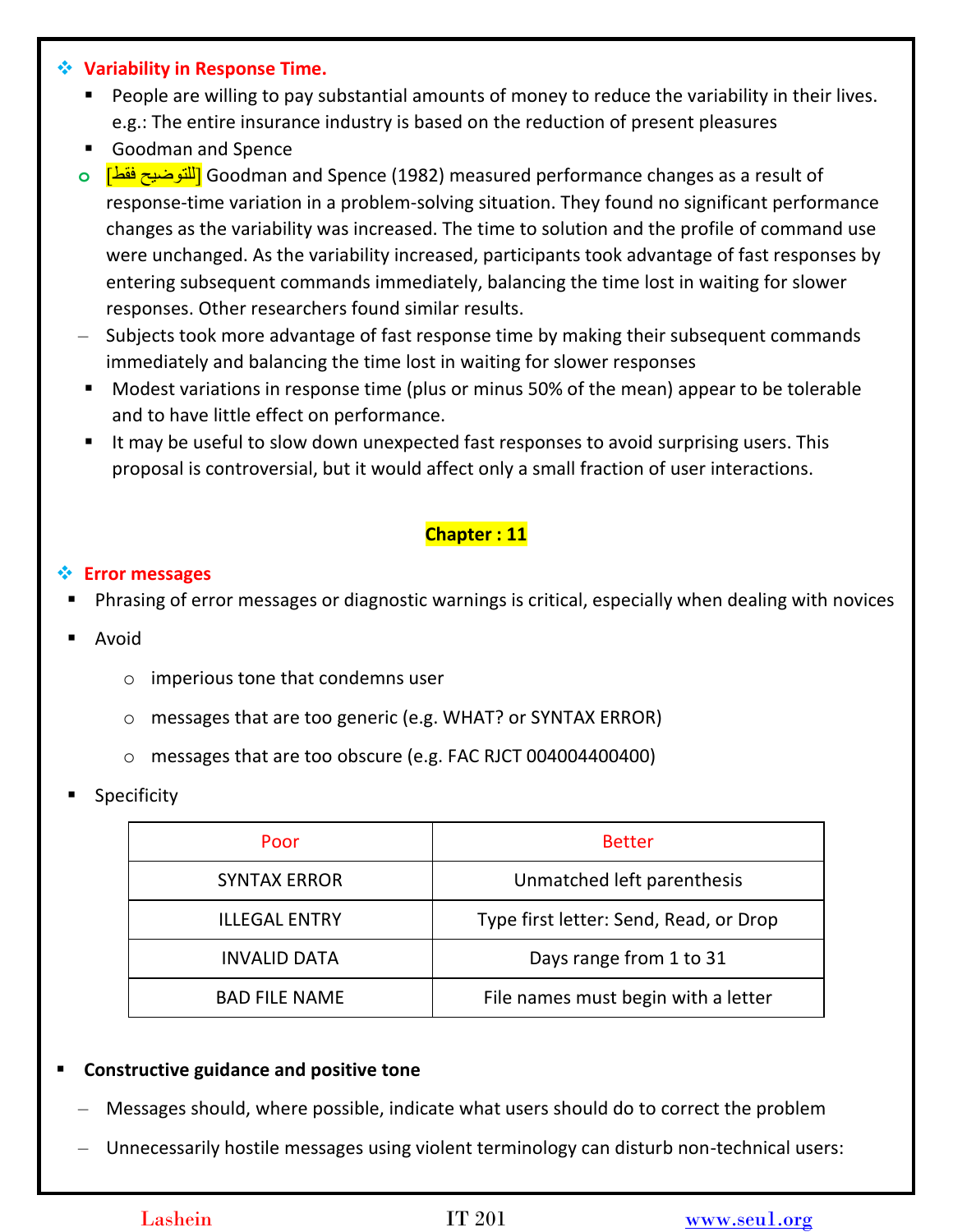## Variability in Response Time.

- People are willing to pay substantial amounts of money to reduce the variability in their lives. e.g.: The entire insurance industry is based on the reduction of present pleasures
- Goodman and Spence
  - [للتوضيح فقط] Goodman and Spence (1982) measured performance changes as a result of response-time variation in a problem-solving situation. They found no significant performance changes as the variability was increased. The time to solution and the profile of command use were unchanged. As the variability increased, participants took advantage of fast responses by entering subsequent commands immediately, balancing the time lost in waiting for slower responses. Other researchers found similar results.
  - Subjects took more advantage of fast response time by making their subsequent commands immediately and balancing the time lost in waiting for slower responses
- Modest variations in response time (plus or minus 50% of the mean) appear to be tolerable and to have little effect on performance.
- It may be useful to slow down unexpected fast responses to avoid surprising users. This proposal is controversial, but it would affect only a small fraction of user interactions.

**Chapter : 11**

## Error messages

- Phrasing of error messages or diagnostic warnings is critical, especially when dealing with novices
- Avoid
  - imperious tone that condemns user
  - messages that are too generic (e.g. WHAT? or SYNTAX ERROR)
  - messages that are too obscure (e.g. FAC RJCT 004004400400)
- Specificity

| Poor | Better |
|---|---|
| SYNTAX ERROR | Unmatched left parenthesis |
| ILLEGAL ENTRY | Type first letter: Send, Read, or Drop |
| INVALID DATA | Days range from 1 to 31 |
| BAD FILE NAME | File names must begin with a letter |

- **Constructive guidance and positive tone**
  - Messages should, where possible, indicate what users should do to correct the problem
  - Unnecessarily hostile messages using violent terminology can disturb non-technical users: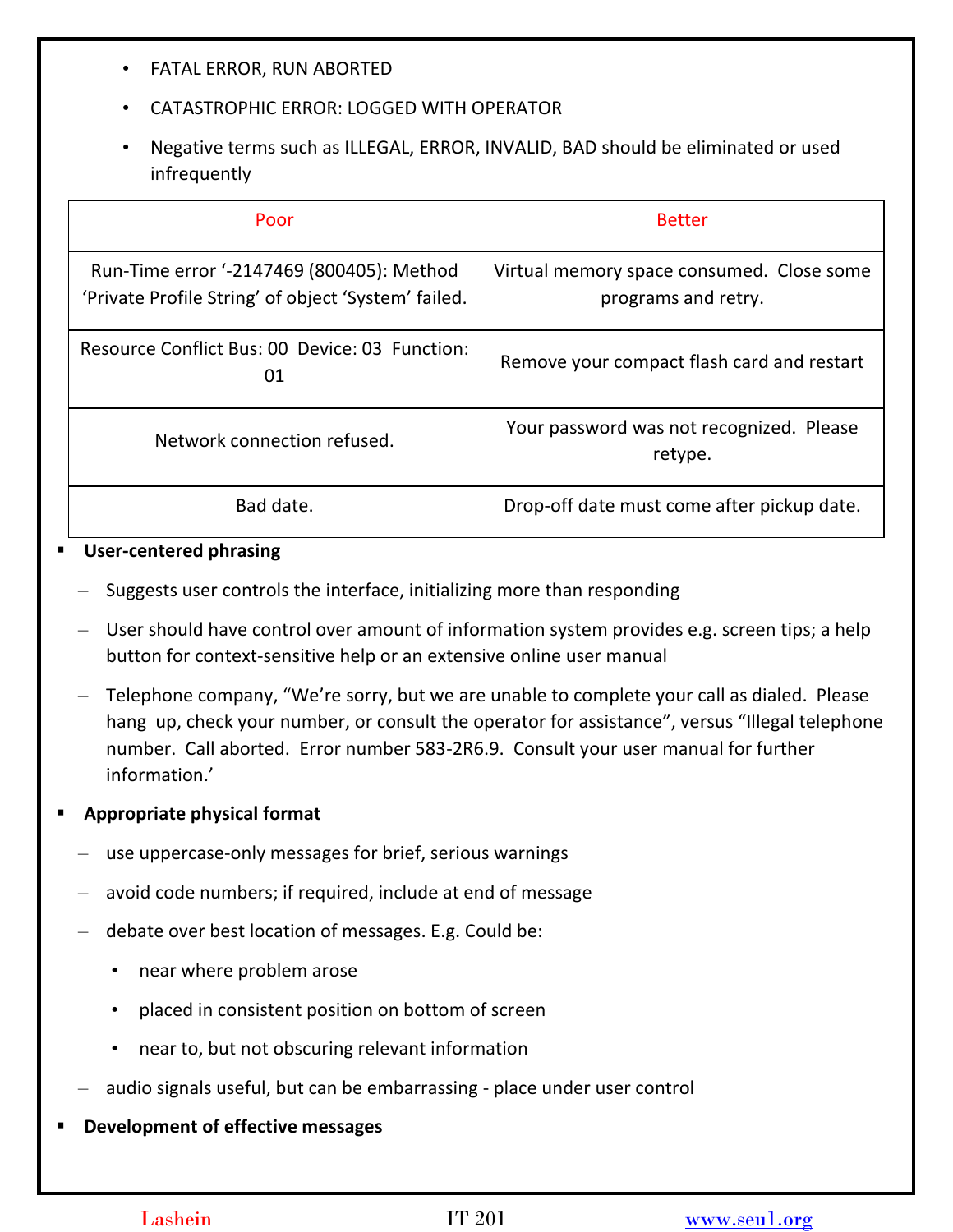- FATAL ERROR, RUN ABORTED
- CATASTROPHIC ERROR: LOGGED WITH OPERATOR
- Negative terms such as ILLEGAL, ERROR, INVALID, BAD should be eliminated or used infrequently

| Poor | Better |
|---|---|
| Run-Time error '-2147469 (800405): Method 'Private Profile String' of object 'System' failed. | Virtual memory space consumed. Close some programs and retry. |
| Resource Conflict Bus: 00 Device: 03 Function: 01 | Remove your compact flash card and restart |
| Network connection refused. | Your password was not recognized. Please retype. |
| Bad date. | Drop-off date must come after pickup date. |

- **User-centered phrasing**
  - Suggests user controls the interface, initializing more than responding
  - User should have control over amount of information system provides e.g. screen tips; a help button for context-sensitive help or an extensive online user manual
  - Telephone company, "We're sorry, but we are unable to complete your call as dialed. Please hang up, check your number, or consult the operator for assistance", versus "Illegal telephone number. Call aborted. Error number 583-2R6.9. Consult your user manual for further information.'
- **Appropriate physical format**
  - use uppercase-only messages for brief, serious warnings
  - avoid code numbers; if required, include at end of message
  - debate over best location of messages. E.g. Could be:
    - near where problem arose
    - placed in consistent position on bottom of screen
    - near to, but not obscuring relevant information
  - audio signals useful, but can be embarrassing - place under user control
- **Development of effective messages**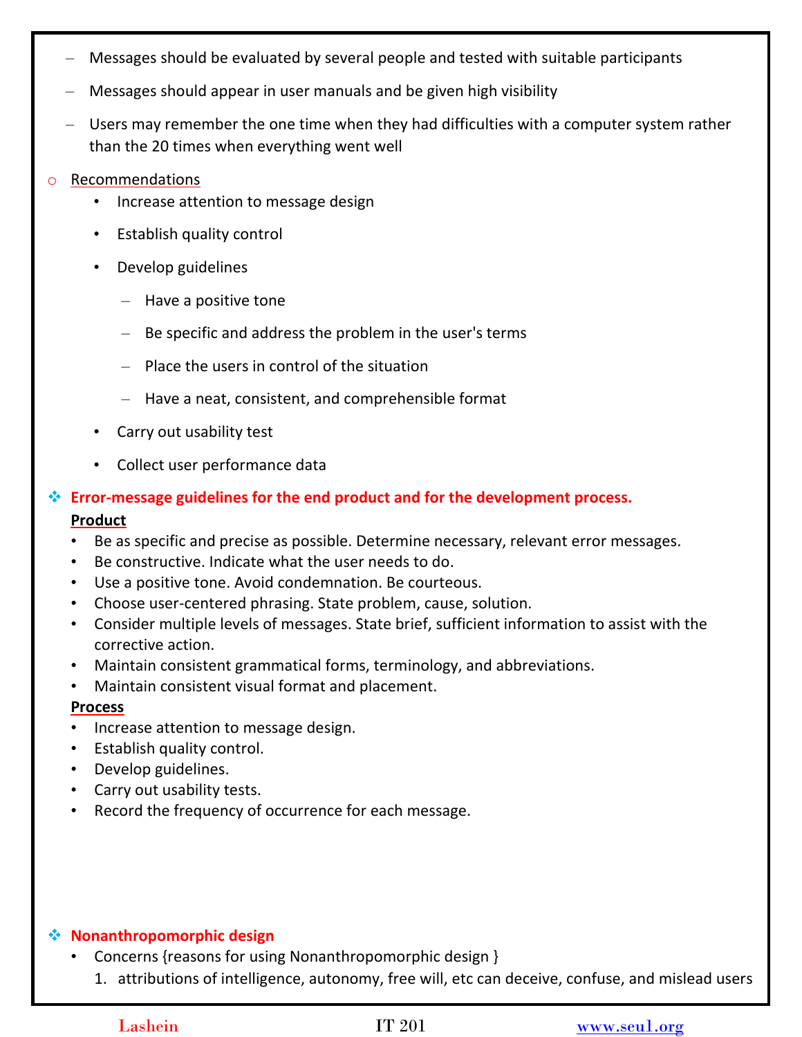- Messages should be evaluated by several people and tested with suitable participants
- Messages should appear in user manuals and be given high visibility
- Users may remember the one time when they had difficulties with a computer system rather than the 20 times when everything went well

- Recommendations
  - Increase attention to message design
  - Establish quality control
  - Develop guidelines
    - Have a positive tone
    - Be specific and address the problem in the user's terms
    - Place the users in control of the situation
    - Have a neat, consistent, and comprehensible format
  - Carry out usability test
  - Collect user performance data

## Error-message guidelines for the end product and for the development process.

**Product**

- Be as specific and precise as possible. Determine necessary, relevant error messages.
- Be constructive. Indicate what the user needs to do.
- Use a positive tone. Avoid condemnation. Be courteous.
- Choose user-centered phrasing. State problem, cause, solution.
- Consider multiple levels of messages. State brief, sufficient information to assist with the corrective action.
- Maintain consistent grammatical forms, terminology, and abbreviations.
- Maintain consistent visual format and placement.

**Process**

- Increase attention to message design.
- Establish quality control.
- Develop guidelines.
- Carry out usability tests.
- Record the frequency of occurrence for each message.

## Nonanthropomorphic design

- Concerns {reasons for using Nonanthropomorphic design }
  1. attributions of intelligence, autonomy, free will, etc can deceive, confuse, and mislead users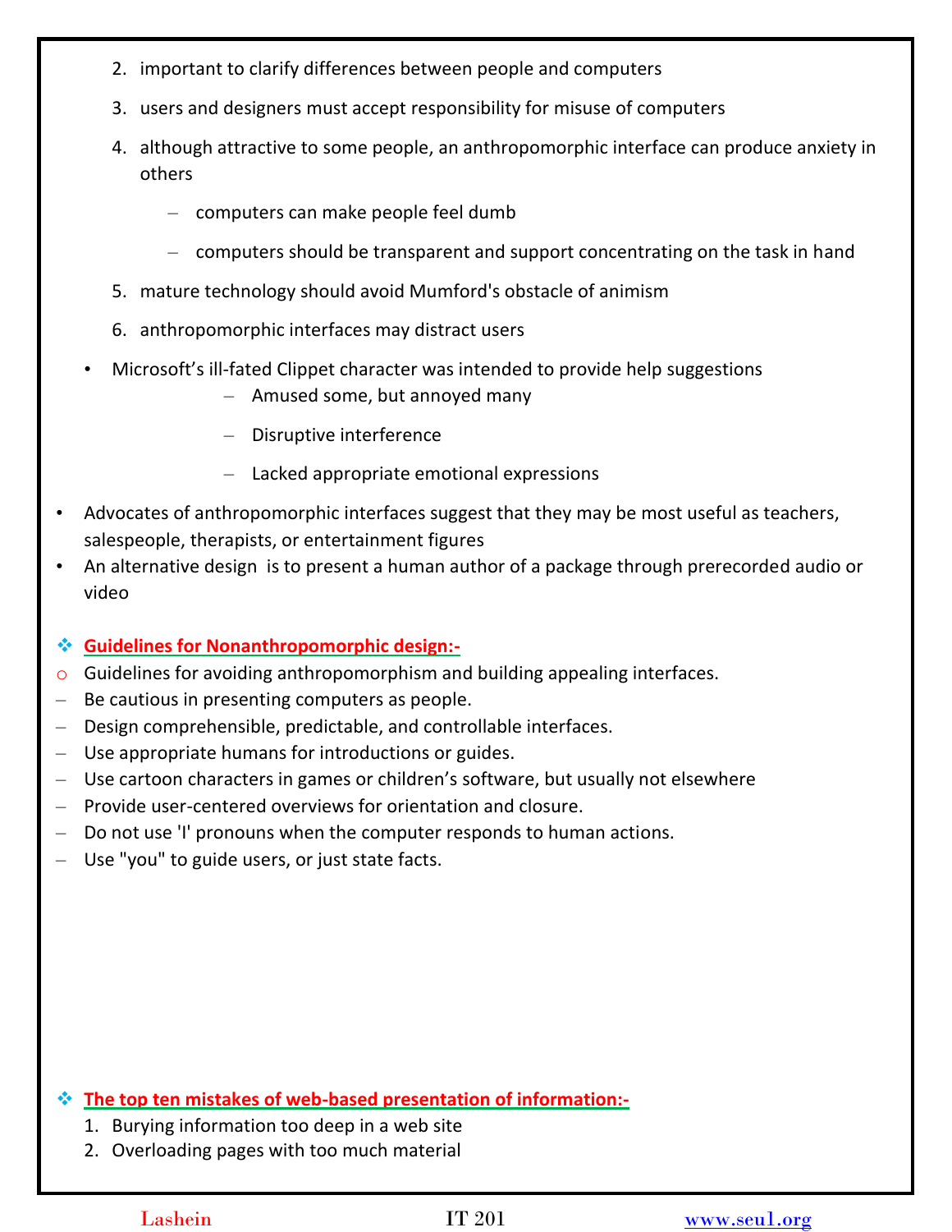2. important to clarify differences between people and computers
3. users and designers must accept responsibility for misuse of computers
4. although attractive to some people, an anthropomorphic interface can produce anxiety in others
   - computers can make people feel dumb
   - computers should be transparent and support concentrating on the task in hand
5. mature technology should avoid Mumford's obstacle of animism
6. anthropomorphic interfaces may distract users

- Microsoft's ill-fated Clippet character was intended to provide help suggestions
  - Amused some, but annoyed many
  - Disruptive interference
  - Lacked appropriate emotional expressions

- Advocates of anthropomorphic interfaces suggest that they may be most useful as teachers, salespeople, therapists, or entertainment figures
- An alternative design is to present a human author of a package through prerecorded audio or video

## Guidelines for Nonanthropomorphic design:-

- Guidelines for avoiding anthropomorphism and building appealing interfaces.
  - Be cautious in presenting computers as people.
  - Design comprehensible, predictable, and controllable interfaces.
  - Use appropriate humans for introductions or guides.
  - Use cartoon characters in games or children's software, but usually not elsewhere
  - Provide user-centered overviews for orientation and closure.
  - Do not use 'I' pronouns when the computer responds to human actions.
  - Use "you" to guide users, or just state facts.

## The top ten mistakes of web-based presentation of information:-

1. Burying information too deep in a web site
2. Overloading pages with too much material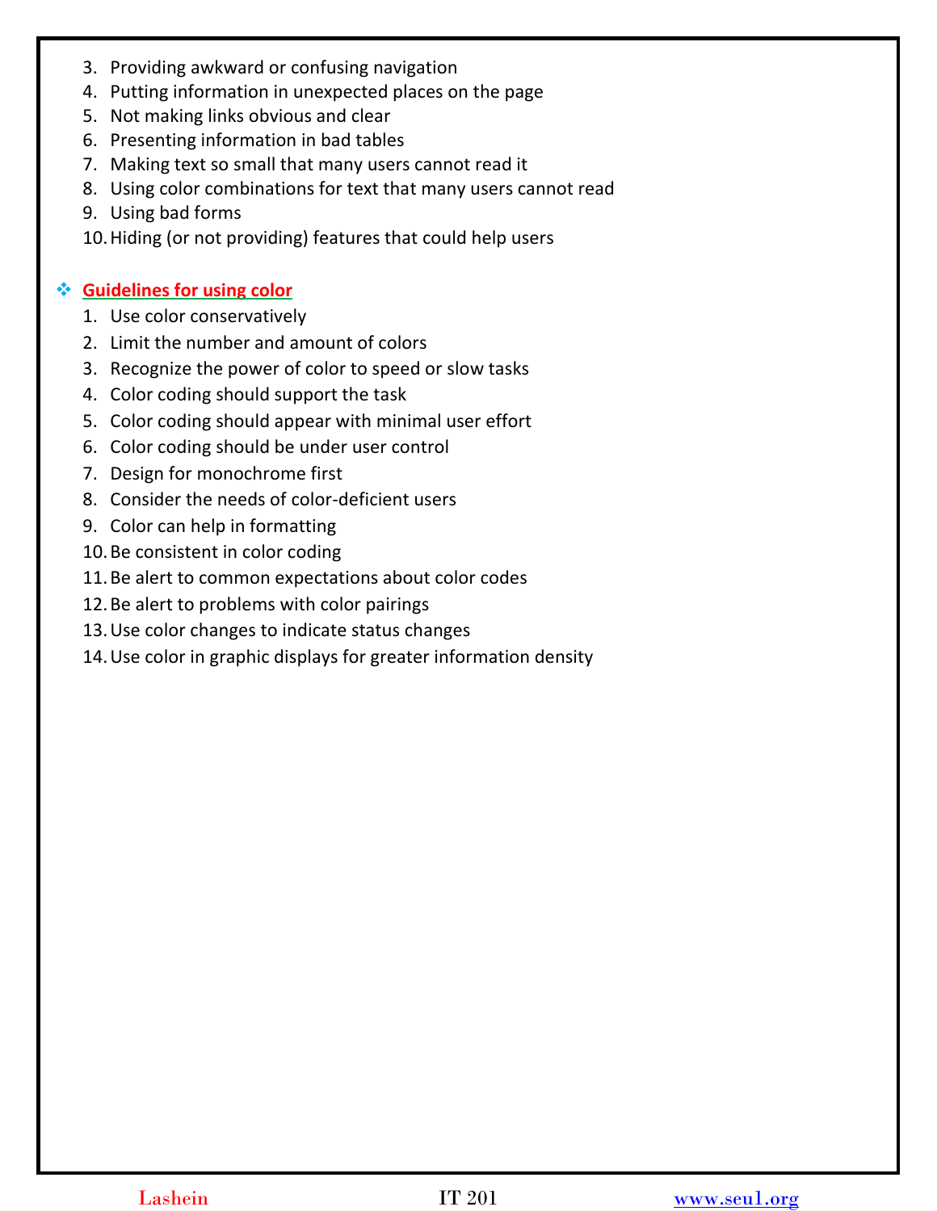3. Providing awkward or confusing navigation
4. Putting information in unexpected places on the page
5. Not making links obvious and clear
6. Presenting information in bad tables
7. Making text so small that many users cannot read it
8. Using color combinations for text that many users cannot read
9. Using bad forms
10. Hiding (or not providing) features that could help users

- **Guidelines for using color**

1. Use color conservatively
2. Limit the number and amount of colors
3. Recognize the power of color to speed or slow tasks
4. Color coding should support the task
5. Color coding should appear with minimal user effort
6. Color coding should be under user control
7. Design for monochrome first
8. Consider the needs of color-deficient users
9. Color can help in formatting
10. Be consistent in color coding
11. Be alert to common expectations about color codes
12. Be alert to problems with color pairings
13. Use color changes to indicate status changes
14. Use color in graphic displays for greater information density